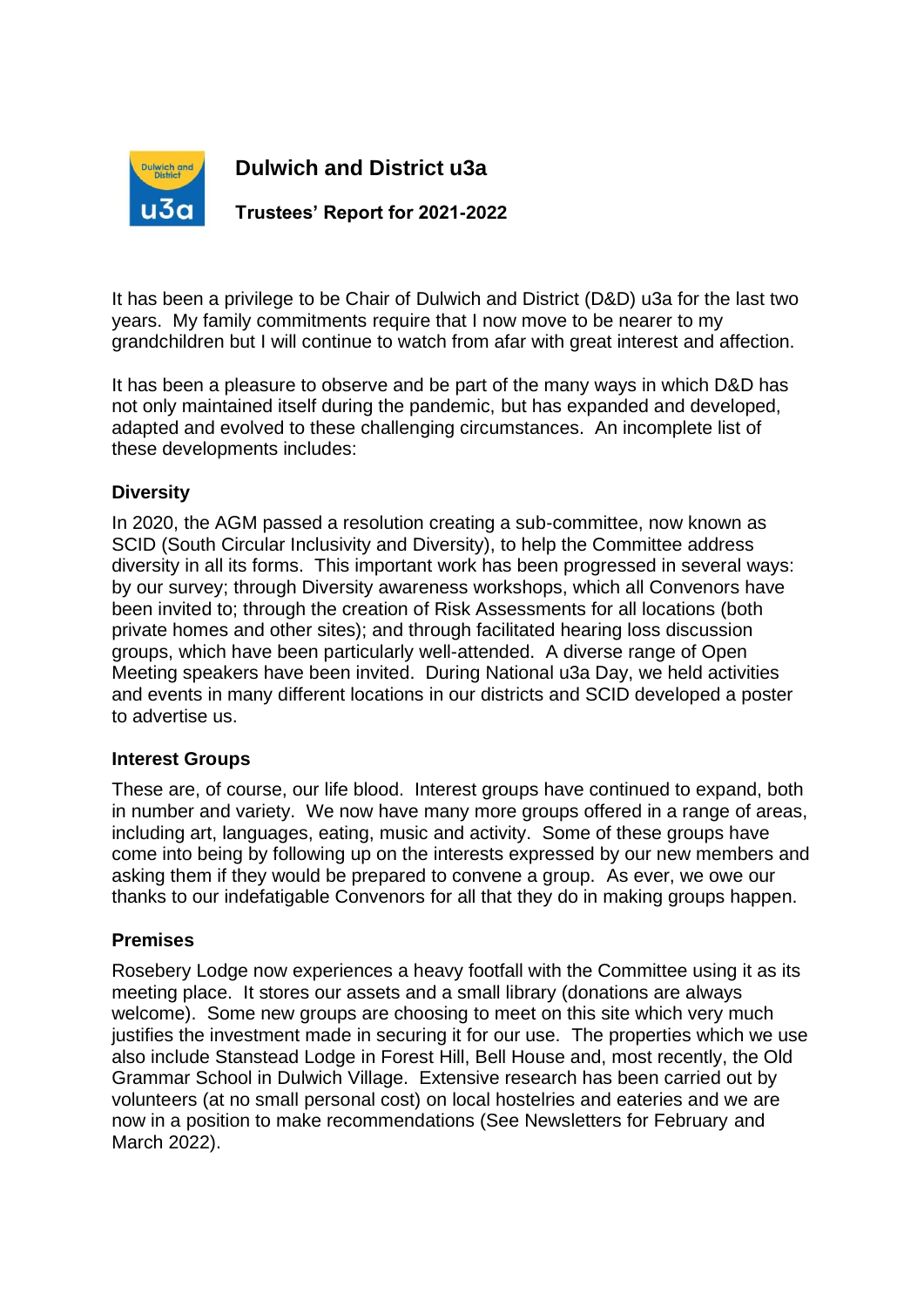# Dulwich and District u3a

## Trustees' Report for 2021-2022

It has been a privilege to be Chair of Dulwich and District (D&D) u3a for the last two years. My family commitments require that I now move to be nearer to my grandchildren but I will continue to watch from afar with great interest and affection.

It has been a pleasure to observe and be part of the many ways in which D&D has not only maintained itself during the pandemic, but has expanded and developed, adapted and evolved to these challenging circumstances. An incomplete list of these developments includes:

**Diversity**

In 2020, the AGM passed a resolution creating a sub-committee, now known as SCID (South Circular Inclusivity and Diversity), to help the Committee address diversity in all its forms. This important work has been progressed in several ways: by our survey; through Diversity awareness workshops, which all Convenors have been invited to; through the creation of Risk Assessments for all locations (both private homes and other sites); and through facilitated hearing loss discussion groups, which have been particularly well-attended. A diverse range of Open Meeting speakers have been invited. During National u3a Day, we held activities and events in many different locations in our districts and SCID developed a poster to advertise us.

**Interest Groups**

These are, of course, our life blood. Interest groups have continued to expand, both in number and variety. We now have many more groups offered in a range of areas, including art, languages, eating, music and activity. Some of these groups have come into being by following up on the interests expressed by our new members and asking them if they would be prepared to convene a group. As ever, we owe our thanks to our indefatigable Convenors for all that they do in making groups happen.

**Premises**

Rosebery Lodge now experiences a heavy footfall with the Committee using it as its meeting place. It stores our assets and a small library (donations are always welcome). Some new groups are choosing to meet on this site which very much justifies the investment made in securing it for our use. The properties which we use also include Stanstead Lodge in Forest Hill, Bell House and, most recently, the Old Grammar School in Dulwich Village. Extensive research has been carried out by volunteers (at no small personal cost) on local hostelries and eateries and we are now in a position to make recommendations (See Newsletters for February and March 2022).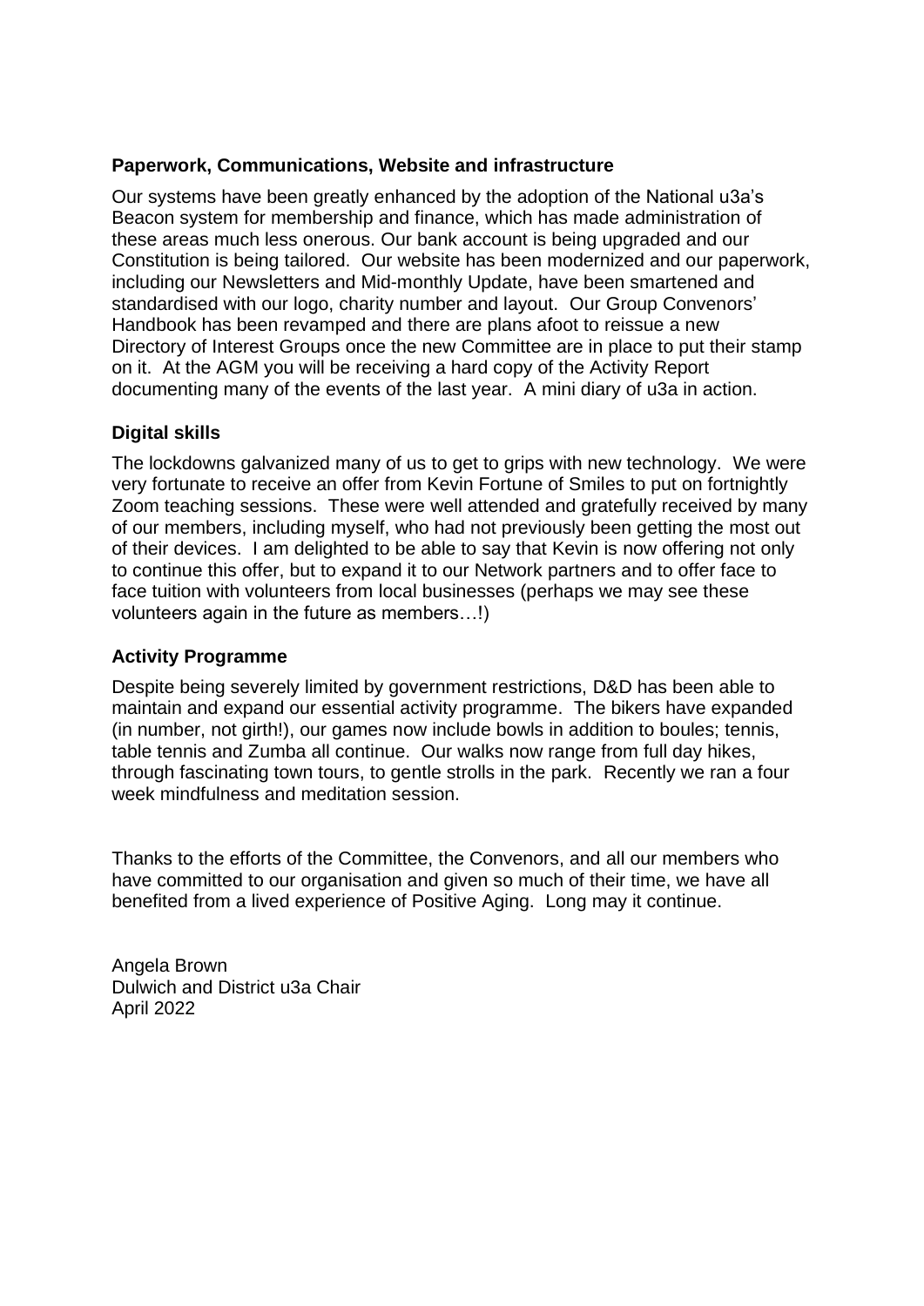### Paperwork, Communications, Website and infrastructure

Our systems have been greatly enhanced by the adoption of the National u3a's Beacon system for membership and finance, which has made administration of these areas much less onerous. Our bank account is being upgraded and our Constitution is being tailored. Our website has been modernized and our paperwork, including our Newsletters and Mid-monthly Update, have been smartened and standardised with our logo, charity number and layout. Our Group Convenors' Handbook has been revamped and there are plans afoot to reissue a new Directory of Interest Groups once the new Committee are in place to put their stamp on it. At the AGM you will be receiving a hard copy of the Activity Report documenting many of the events of the last year. A mini diary of u3a in action.

### Digital skills

The lockdowns galvanized many of us to get to grips with new technology. We were very fortunate to receive an offer from Kevin Fortune of Smiles to put on fortnightly Zoom teaching sessions. These were well attended and gratefully received by many of our members, including myself, who had not previously been getting the most out of their devices. I am delighted to be able to say that Kevin is now offering not only to continue this offer, but to expand it to our Network partners and to offer face to face tuition with volunteers from local businesses (perhaps we may see these volunteers again in the future as members…!)

### Activity Programme

Despite being severely limited by government restrictions, D&D has been able to maintain and expand our essential activity programme. The bikers have expanded (in number, not girth!), our games now include bowls in addition to boules; tennis, table tennis and Zumba all continue. Our walks now range from full day hikes, through fascinating town tours, to gentle strolls in the park. Recently we ran a four week mindfulness and meditation session.

Thanks to the efforts of the Committee, the Convenors, and all our members who have committed to our organisation and given so much of their time, we have all benefited from a lived experience of Positive Aging. Long may it continue.

Angela Brown
Dulwich and District u3a Chair
April 2022